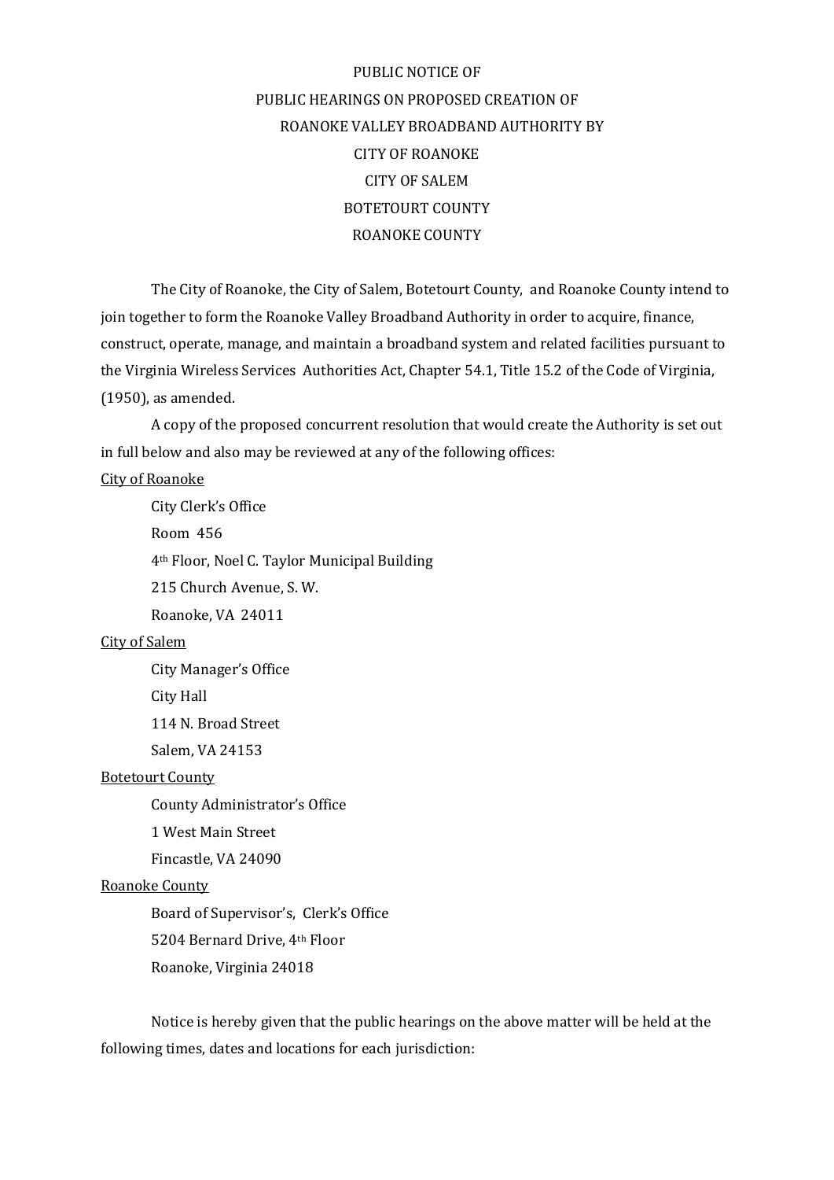# PUBLIC NOTICE OF PUBLIC HEARINGS ON PROPOSED CREATION OF ROANOKE VALLEY BROADBAND AUTHORITY BY CITY OF ROANOKE CITY OF SALEM BOTETOURT COUNTY ROANOKE COUNTY

The City of Roanoke, the City of Salem, Botetourt County, and Roanoke County intend to join together to form the Roanoke Valley Broadband Authority in order to acquire, finance, construct, operate, manage, and maintain a broadband system and related facilities pursuant to the Virginia Wireless Services Authorities Act, Chapter 54.1, Title 15.2 of the Code of Virginia, (1950), as amended.

A copy of the proposed concurrent resolution that would create the Authority is set out in full below and also may be reviewed at any of the following offices:

<u>City of Roanoke</u>

City Clerk's Office
Room 456
4th Floor, Noel C. Taylor Municipal Building
215 Church Avenue, S. W.
Roanoke, VA 24011

<u>City of Salem</u>

City Manager's Office
City Hall
114 N. Broad Street
Salem, VA 24153

<u>Botetourt County</u>

County Administrator's Office
1 West Main Street
Fincastle, VA 24090

<u>Roanoke County</u>

Board of Supervisor's, Clerk's Office
5204 Bernard Drive, 4th Floor
Roanoke, Virginia 24018

Notice is hereby given that the public hearings on the above matter will be held at the following times, dates and locations for each jurisdiction: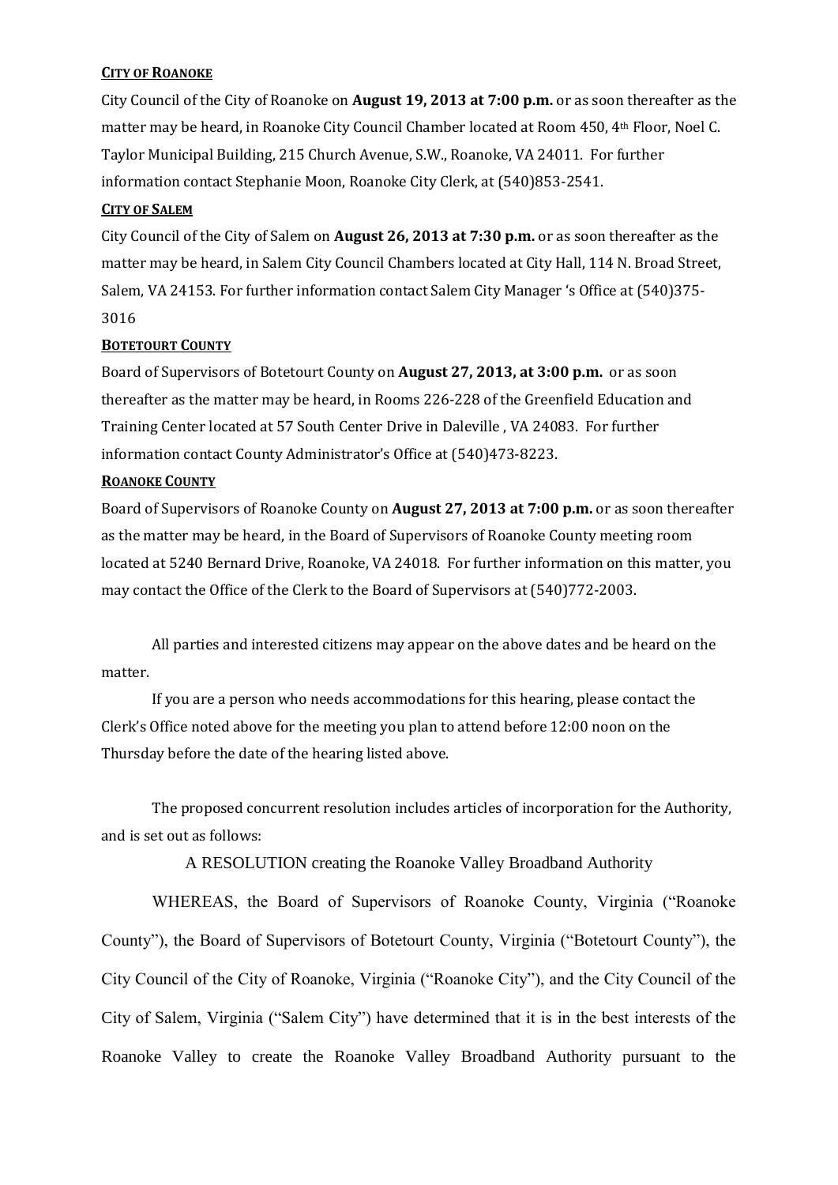**CITY OF ROANOKE**

City Council of the City of Roanoke on **August 19, 2013 at 7:00 p.m.** or as soon thereafter as the matter may be heard, in Roanoke City Council Chamber located at Room 450, 4th Floor, Noel C. Taylor Municipal Building, 215 Church Avenue, S.W., Roanoke, VA 24011. For further information contact Stephanie Moon, Roanoke City Clerk, at (540)853-2541.

**CITY OF SALEM**

City Council of the City of Salem on **August 26, 2013 at 7:30 p.m.** or as soon thereafter as the matter may be heard, in Salem City Council Chambers located at City Hall, 114 N. Broad Street, Salem, VA 24153. For further information contact Salem City Manager 's Office at (540)375-3016

**BOTETOURT COUNTY**

Board of Supervisors of Botetourt County on **August 27, 2013, at 3:00 p.m.** or as soon thereafter as the matter may be heard, in Rooms 226-228 of the Greenfield Education and Training Center located at 57 South Center Drive in Daleville , VA 24083. For further information contact County Administrator's Office at (540)473-8223.

**ROANOKE COUNTY**

Board of Supervisors of Roanoke County on **August 27, 2013 at 7:00 p.m.** or as soon thereafter as the matter may be heard, in the Board of Supervisors of Roanoke County meeting room located at 5240 Bernard Drive, Roanoke, VA 24018. For further information on this matter, you may contact the Office of the Clerk to the Board of Supervisors at (540)772-2003.

All parties and interested citizens may appear on the above dates and be heard on the matter.

If you are a person who needs accommodations for this hearing, please contact the Clerk's Office noted above for the meeting you plan to attend before 12:00 noon on the Thursday before the date of the hearing listed above.

The proposed concurrent resolution includes articles of incorporation for the Authority, and is set out as follows:

A RESOLUTION creating the Roanoke Valley Broadband Authority

WHEREAS, the Board of Supervisors of Roanoke County, Virginia ("Roanoke County"), the Board of Supervisors of Botetourt County, Virginia ("Botetourt County"), the City Council of the City of Roanoke, Virginia ("Roanoke City"), and the City Council of the City of Salem, Virginia ("Salem City") have determined that it is in the best interests of the Roanoke Valley to create the Roanoke Valley Broadband Authority pursuant to the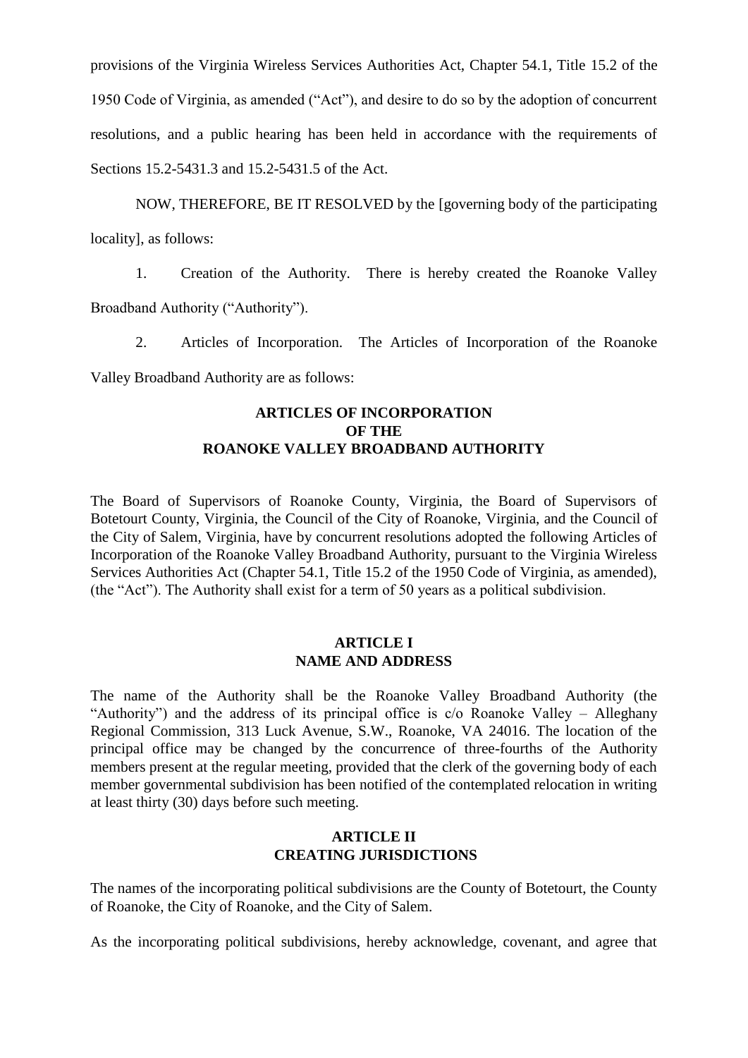provisions of the Virginia Wireless Services Authorities Act, Chapter 54.1, Title 15.2 of the 1950 Code of Virginia, as amended ("Act"), and desire to do so by the adoption of concurrent resolutions, and a public hearing has been held in accordance with the requirements of Sections 15.2-5431.3 and 15.2-5431.5 of the Act.

NOW, THEREFORE, BE IT RESOLVED by the [governing body of the participating locality], as follows:

1. Creation of the Authority. There is hereby created the Roanoke Valley Broadband Authority ("Authority").

2. Articles of Incorporation. The Articles of Incorporation of the Roanoke Valley Broadband Authority are as follows:

## ARTICLES OF INCORPORATION OF THE ROANOKE VALLEY BROADBAND AUTHORITY

The Board of Supervisors of Roanoke County, Virginia, the Board of Supervisors of Botetourt County, Virginia, the Council of the City of Roanoke, Virginia, and the Council of the City of Salem, Virginia, have by concurrent resolutions adopted the following Articles of Incorporation of the Roanoke Valley Broadband Authority, pursuant to the Virginia Wireless Services Authorities Act (Chapter 54.1, Title 15.2 of the 1950 Code of Virginia, as amended), (the "Act"). The Authority shall exist for a term of 50 years as a political subdivision.

### ARTICLE I
### NAME AND ADDRESS

The name of the Authority shall be the Roanoke Valley Broadband Authority (the "Authority") and the address of its principal office is c/o Roanoke Valley – Alleghany Regional Commission, 313 Luck Avenue, S.W., Roanoke, VA 24016. The location of the principal office may be changed by the concurrence of three-fourths of the Authority members present at the regular meeting, provided that the clerk of the governing body of each member governmental subdivision has been notified of the contemplated relocation in writing at least thirty (30) days before such meeting.

### ARTICLE II
### CREATING JURISDICTIONS

The names of the incorporating political subdivisions are the County of Botetourt, the County of Roanoke, the City of Roanoke, and the City of Salem.

As the incorporating political subdivisions, hereby acknowledge, covenant, and agree that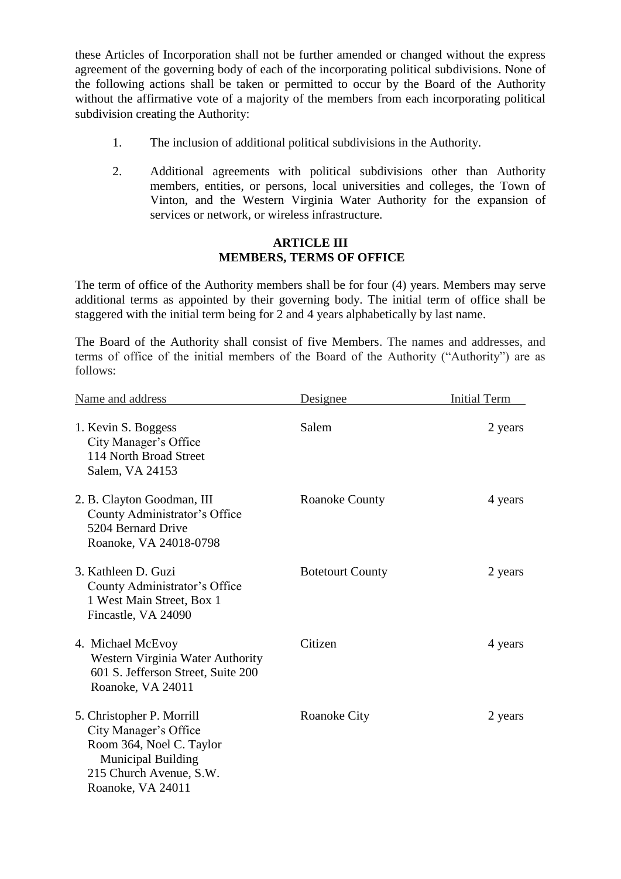these Articles of Incorporation shall not be further amended or changed without the express agreement of the governing body of each of the incorporating political subdivisions. None of the following actions shall be taken or permitted to occur by the Board of the Authority without the affirmative vote of a majority of the members from each incorporating political subdivision creating the Authority:

1. The inclusion of additional political subdivisions in the Authority.

2. Additional agreements with political subdivisions other than Authority members, entities, or persons, local universities and colleges, the Town of Vinton, and the Western Virginia Water Authority for the expansion of services or network, or wireless infrastructure.

## ARTICLE III
## MEMBERS, TERMS OF OFFICE

The term of office of the Authority members shall be for four (4) years. Members may serve additional terms as appointed by their governing body. The initial term of office shall be staggered with the initial term being for 2 and 4 years alphabetically by last name.

The Board of the Authority shall consist of five Members. The names and addresses, and terms of office of the initial members of the Board of the Authority ("Authority") are as follows:

| Name and address | Designee | Initial Term |
|---|---|---|
| 1. Kevin S. Boggess<br>City Manager's Office<br>114 North Broad Street<br>Salem, VA 24153 | Salem | 2 years |
| 2. B. Clayton Goodman, III<br>County Administrator's Office<br>5204 Bernard Drive<br>Roanoke, VA 24018-0798 | Roanoke County | 4 years |
| 3. Kathleen D. Guzi<br>County Administrator's Office<br>1 West Main Street, Box 1<br>Fincastle, VA 24090 | Botetourt County | 2 years |
| 4. Michael McEvoy<br>Western Virginia Water Authority<br>601 S. Jefferson Street, Suite 200<br>Roanoke, VA 24011 | Citizen | 4 years |
| 5. Christopher P. Morrill<br>City Manager's Office<br>Room 364, Noel C. Taylor<br>Municipal Building<br>215 Church Avenue, S.W.<br>Roanoke, VA 24011 | Roanoke City | 2 years |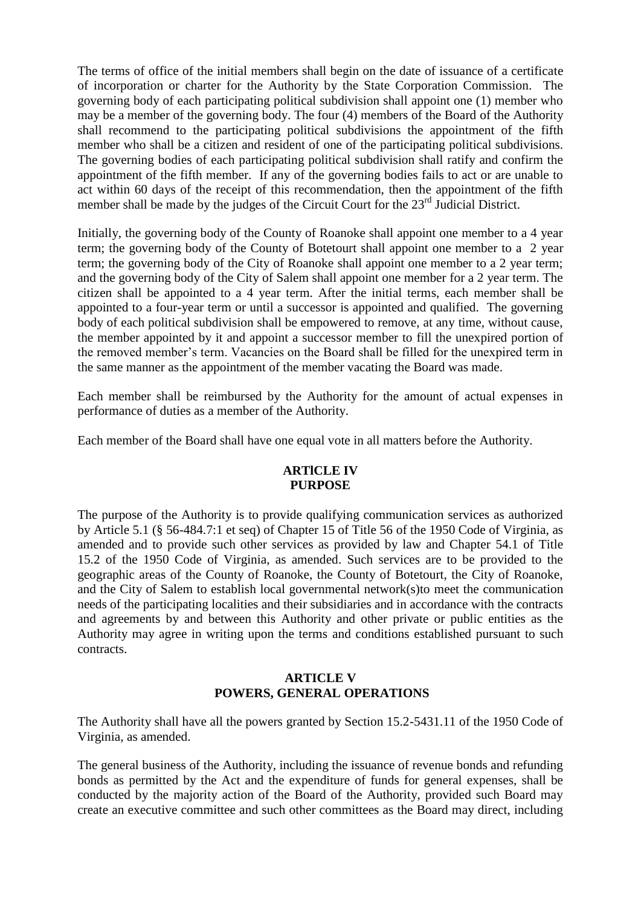The terms of office of the initial members shall begin on the date of issuance of a certificate of incorporation or charter for the Authority by the State Corporation Commission. The governing body of each participating political subdivision shall appoint one (1) member who may be a member of the governing body. The four (4) members of the Board of the Authority shall recommend to the participating political subdivisions the appointment of the fifth member who shall be a citizen and resident of one of the participating political subdivisions. The governing bodies of each participating political subdivision shall ratify and confirm the appointment of the fifth member. If any of the governing bodies fails to act or are unable to act within 60 days of the receipt of this recommendation, then the appointment of the fifth member shall be made by the judges of the Circuit Court for the 23rd Judicial District.

Initially, the governing body of the County of Roanoke shall appoint one member to a 4 year term; the governing body of the County of Botetourt shall appoint one member to a 2 year term; the governing body of the City of Roanoke shall appoint one member to a 2 year term; and the governing body of the City of Salem shall appoint one member for a 2 year term. The citizen shall be appointed to a 4 year term. After the initial terms, each member shall be appointed to a four-year term or until a successor is appointed and qualified. The governing body of each political subdivision shall be empowered to remove, at any time, without cause, the member appointed by it and appoint a successor member to fill the unexpired portion of the removed member's term. Vacancies on the Board shall be filled for the unexpired term in the same manner as the appointment of the member vacating the Board was made.

Each member shall be reimbursed by the Authority for the amount of actual expenses in performance of duties as a member of the Authority.

Each member of the Board shall have one equal vote in all matters before the Authority.

## ARTICLE IV
## PURPOSE

The purpose of the Authority is to provide qualifying communication services as authorized by Article 5.1 (§ 56-484.7:1 et seq) of Chapter 15 of Title 56 of the 1950 Code of Virginia, as amended and to provide such other services as provided by law and Chapter 54.1 of Title 15.2 of the 1950 Code of Virginia, as amended. Such services are to be provided to the geographic areas of the County of Roanoke, the County of Botetourt, the City of Roanoke, and the City of Salem to establish local governmental network(s)to meet the communication needs of the participating localities and their subsidiaries and in accordance with the contracts and agreements by and between this Authority and other private or public entities as the Authority may agree in writing upon the terms and conditions established pursuant to such contracts.

## ARTICLE V
## POWERS, GENERAL OPERATIONS

The Authority shall have all the powers granted by Section 15.2-5431.11 of the 1950 Code of Virginia, as amended.

The general business of the Authority, including the issuance of revenue bonds and refunding bonds as permitted by the Act and the expenditure of funds for general expenses, shall be conducted by the majority action of the Board of the Authority, provided such Board may create an executive committee and such other committees as the Board may direct, including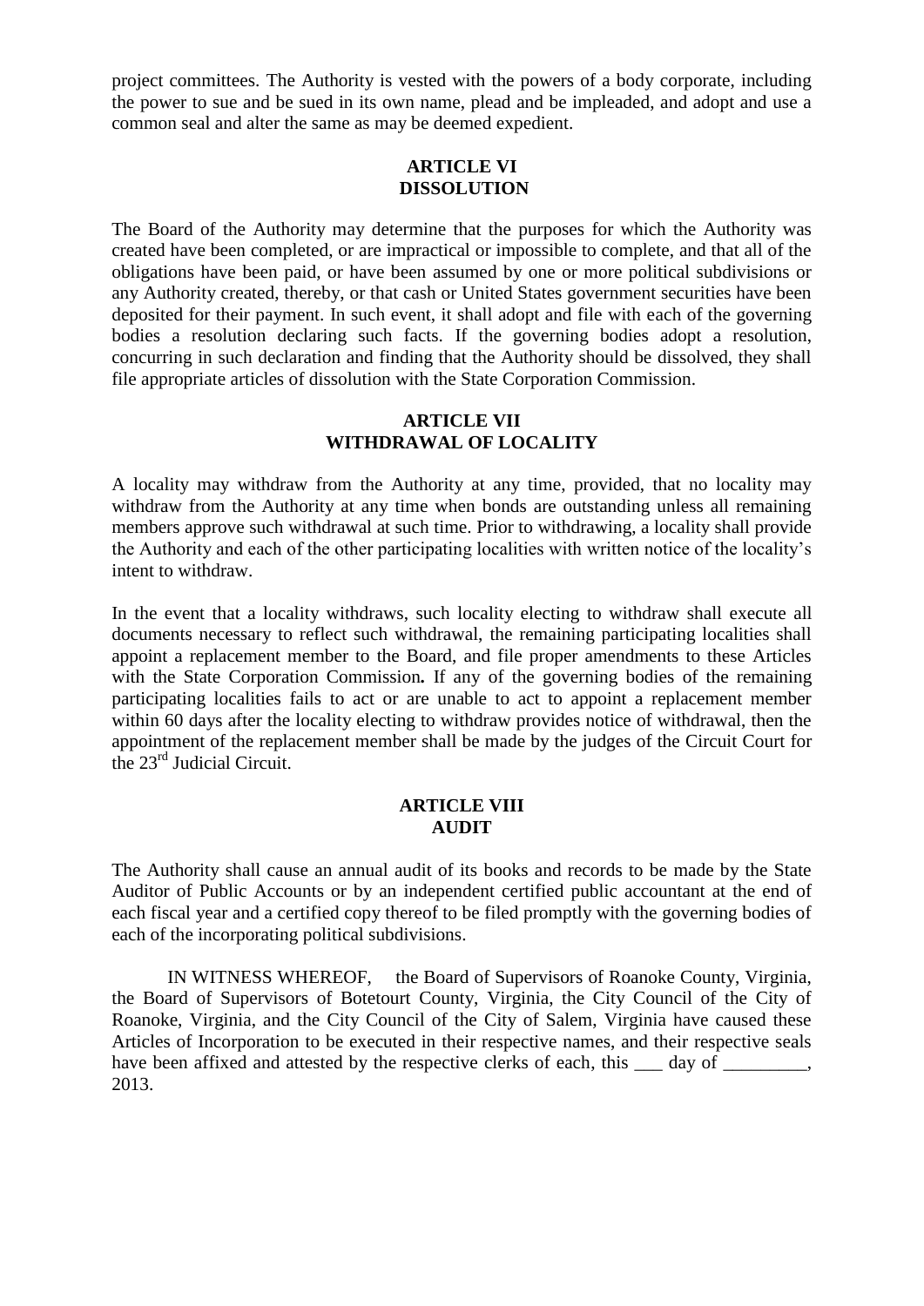project committees. The Authority is vested with the powers of a body corporate, including the power to sue and be sued in its own name, plead and be impleaded, and adopt and use a common seal and alter the same as may be deemed expedient.

## ARTICLE VI
## DISSOLUTION

The Board of the Authority may determine that the purposes for which the Authority was created have been completed, or are impractical or impossible to complete, and that all of the obligations have been paid, or have been assumed by one or more political subdivisions or any Authority created, thereby, or that cash or United States government securities have been deposited for their payment. In such event, it shall adopt and file with each of the governing bodies a resolution declaring such facts. If the governing bodies adopt a resolution, concurring in such declaration and finding that the Authority should be dissolved, they shall file appropriate articles of dissolution with the State Corporation Commission.

## ARTICLE VII
## WITHDRAWAL OF LOCALITY

A locality may withdraw from the Authority at any time, provided, that no locality may withdraw from the Authority at any time when bonds are outstanding unless all remaining members approve such withdrawal at such time. Prior to withdrawing, a locality shall provide the Authority and each of the other participating localities with written notice of the locality's intent to withdraw.

In the event that a locality withdraws, such locality electing to withdraw shall execute all documents necessary to reflect such withdrawal, the remaining participating localities shall appoint a replacement member to the Board, and file proper amendments to these Articles with the State Corporation Commission**.** If any of the governing bodies of the remaining participating localities fails to act or are unable to act to appoint a replacement member within 60 days after the locality electing to withdraw provides notice of withdrawal, then the appointment of the replacement member shall be made by the judges of the Circuit Court for the 23rd Judicial Circuit.

## ARTICLE VIII
## AUDIT

The Authority shall cause an annual audit of its books and records to be made by the State Auditor of Public Accounts or by an independent certified public accountant at the end of each fiscal year and a certified copy thereof to be filed promptly with the governing bodies of each of the incorporating political subdivisions.

IN WITNESS WHEREOF, the Board of Supervisors of Roanoke County, Virginia, the Board of Supervisors of Botetourt County, Virginia, the City Council of the City of Roanoke, Virginia, and the City Council of the City of Salem, Virginia have caused these Articles of Incorporation to be executed in their respective names, and their respective seals have been affixed and attested by the respective clerks of each, this ___ day of _________, 2013.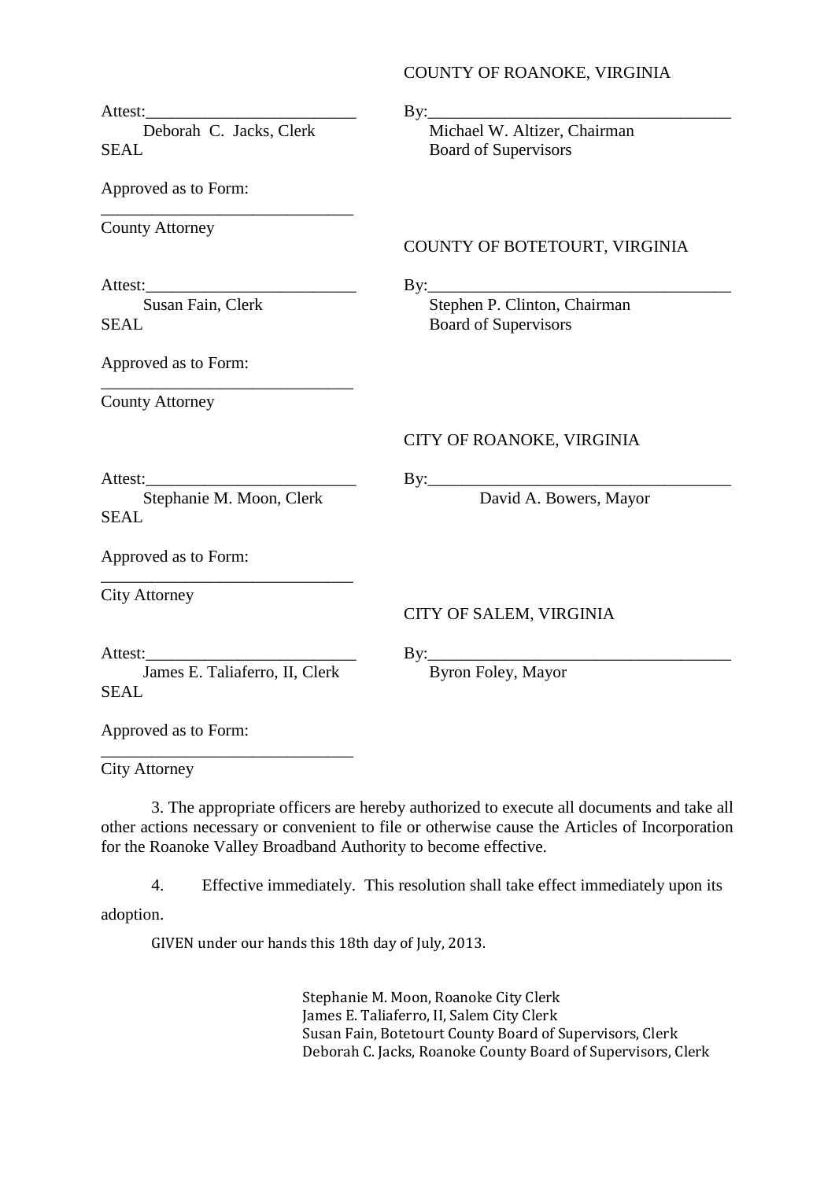COUNTY OF ROANOKE, VIRGINIA

Attest:\_\_\_\_\_\_\_\_\_\_\_\_\_\_\_\_\_\_\_\_\_\_\_\_\_
Deborah C. Jacks, Clerk
SEAL

By:\_\_\_\_\_\_\_\_\_\_\_\_\_\_\_\_\_\_\_\_\_\_\_\_\_\_\_\_\_\_\_\_\_\_\_\_
Michael W. Altizer, Chairman
Board of Supervisors

Approved as to Form:

\_\_\_\_\_\_\_\_\_\_\_\_\_\_\_\_\_\_\_\_\_\_\_\_\_\_\_\_\_\_
County Attorney

COUNTY OF BOTETOURT, VIRGINIA

Attest:\_\_\_\_\_\_\_\_\_\_\_\_\_\_\_\_\_\_\_\_\_\_\_\_\_
Susan Fain, Clerk
SEAL

By:\_\_\_\_\_\_\_\_\_\_\_\_\_\_\_\_\_\_\_\_\_\_\_\_\_\_\_\_\_\_\_\_\_\_\_\_
Stephen P. Clinton, Chairman
Board of Supervisors

Approved as to Form:

\_\_\_\_\_\_\_\_\_\_\_\_\_\_\_\_\_\_\_\_\_\_\_\_\_\_\_\_\_\_
County Attorney

CITY OF ROANOKE, VIRGINIA

Attest:\_\_\_\_\_\_\_\_\_\_\_\_\_\_\_\_\_\_\_\_\_\_\_\_\_
Stephanie M. Moon, Clerk
SEAL

By:\_\_\_\_\_\_\_\_\_\_\_\_\_\_\_\_\_\_\_\_\_\_\_\_\_\_\_\_\_\_\_\_\_\_\_\_
David A. Bowers, Mayor

Approved as to Form:

\_\_\_\_\_\_\_\_\_\_\_\_\_\_\_\_\_\_\_\_\_\_\_\_\_\_\_\_\_\_
City Attorney

CITY OF SALEM, VIRGINIA

Attest:\_\_\_\_\_\_\_\_\_\_\_\_\_\_\_\_\_\_\_\_\_\_\_\_\_
James E. Taliaferro, II, Clerk
SEAL

By:\_\_\_\_\_\_\_\_\_\_\_\_\_\_\_\_\_\_\_\_\_\_\_\_\_\_\_\_\_\_\_\_\_\_\_\_
Byron Foley, Mayor

Approved as to Form:

\_\_\_\_\_\_\_\_\_\_\_\_\_\_\_\_\_\_\_\_\_\_\_\_\_\_\_\_\_\_
City Attorney

3. The appropriate officers are hereby authorized to execute all documents and take all other actions necessary or convenient to file or otherwise cause the Articles of Incorporation for the Roanoke Valley Broadband Authority to become effective.

4. Effective immediately. This resolution shall take effect immediately upon its adoption.

GIVEN under our hands this 18th day of July, 2013.

Stephanie M. Moon, Roanoke City Clerk
James E. Taliaferro, II, Salem City Clerk
Susan Fain, Botetourt County Board of Supervisors, Clerk
Deborah C. Jacks, Roanoke County Board of Supervisors, Clerk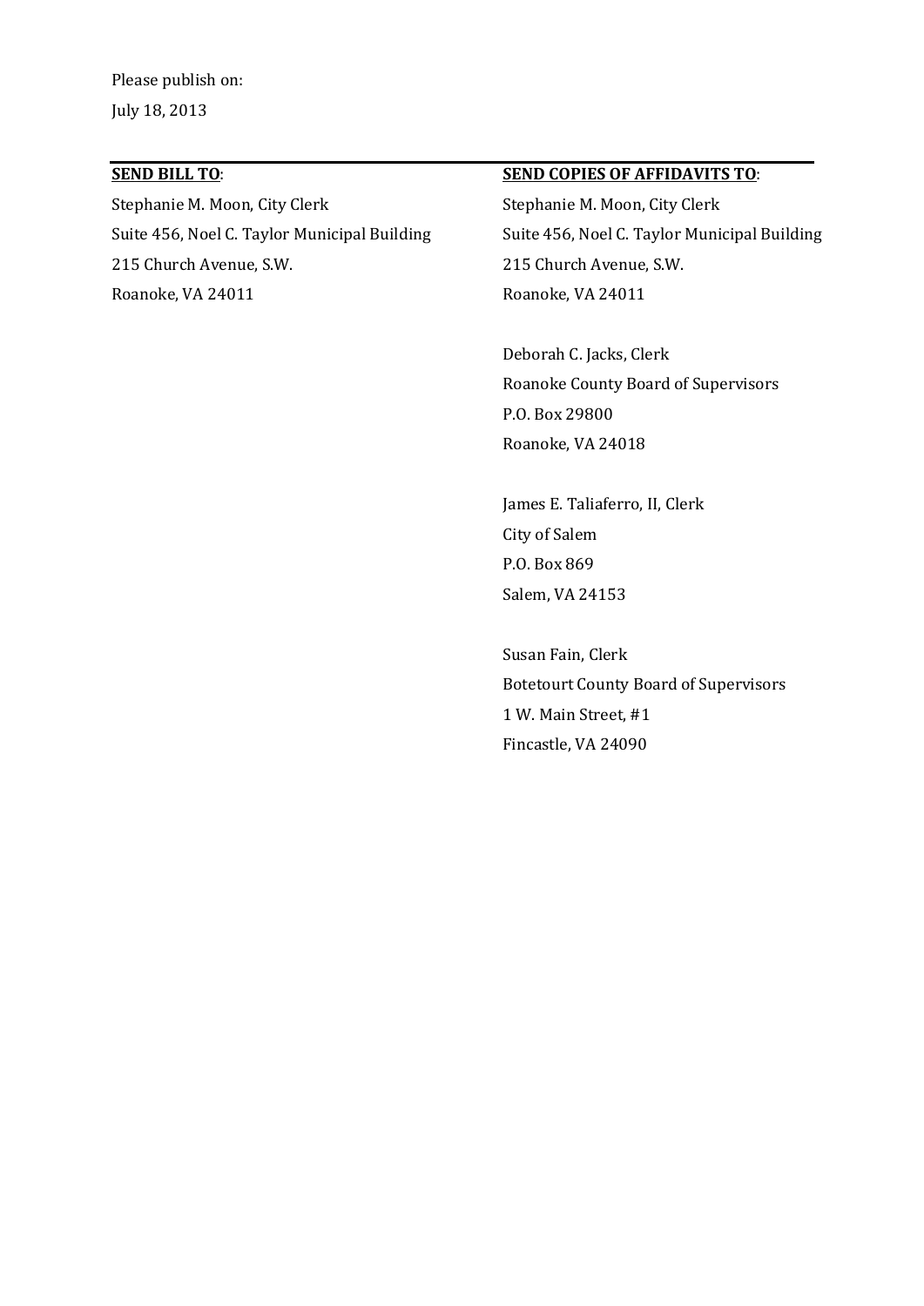Please publish on:

July 18, 2013

---

**SEND BILL TO**:

Stephanie M. Moon, City Clerk
Suite 456, Noel C. Taylor Municipal Building
215 Church Avenue, S.W.
Roanoke, VA 24011

**SEND COPIES OF AFFIDAVITS TO**:

Stephanie M. Moon, City Clerk
Suite 456, Noel C. Taylor Municipal Building
215 Church Avenue, S.W.
Roanoke, VA 24011

Deborah C. Jacks, Clerk
Roanoke County Board of Supervisors
P.O. Box 29800
Roanoke, VA 24018

James E. Taliaferro, II, Clerk
City of Salem
P.O. Box 869
Salem, VA 24153

Susan Fain, Clerk
Botetourt County Board of Supervisors
1 W. Main Street, #1
Fincastle, VA 24090